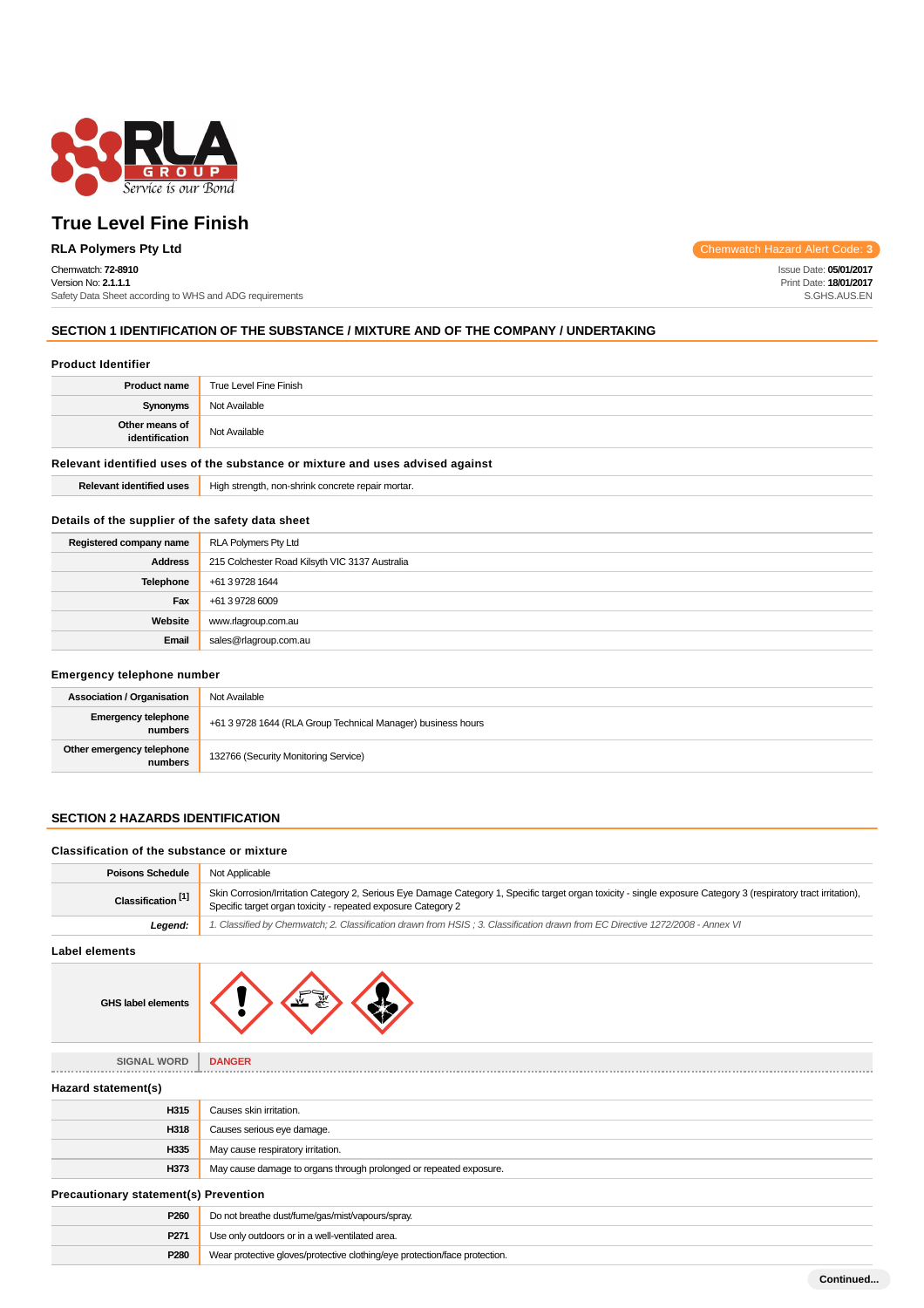# True Level Fine Finish

**RLA Polymers Pty Ltd**

Chemwatch Hazard Alert Code: **3**

Chemwatch: **72-8910**
Version No: **2.1.1.1**
Safety Data Sheet according to WHS and ADG requirements

Issue Date: **05/01/2017**
Print Date: **18/01/2017**
S.GHS.AUS.EN

## SECTION 1 IDENTIFICATION OF THE SUBSTANCE / MIXTURE AND OF THE COMPANY / UNDERTAKING

### Product Identifier

| | |
|---|---|
| **Product name** | True Level Fine Finish |
| **Synonyms** | Not Available |
| **Other means of identification** | Not Available |

### Relevant identified uses of the substance or mixture and uses advised against

| | |
|---|---|
| **Relevant identified uses** | High strength, non-shrink concrete repair mortar. |

### Details of the supplier of the safety data sheet

| | |
|---|---|
| **Registered company name** | RLA Polymers Pty Ltd |
| **Address** | 215 Colchester Road Kilsyth VIC 3137 Australia |
| **Telephone** | +61 3 9728 1644 |
| **Fax** | +61 3 9728 6009 |
| **Website** | www.rlagroup.com.au |
| **Email** | sales@rlagroup.com.au |

### Emergency telephone number

| | |
|---|---|
| **Association / Organisation** | Not Available |
| **Emergency telephone numbers** | +61 3 9728 1644 (RLA Group Technical Manager) business hours |
| **Other emergency telephone numbers** | 132766 (Security Monitoring Service) |

## SECTION 2 HAZARDS IDENTIFICATION

### Classification of the substance or mixture

| | |
|---|---|
| **Poisons Schedule** | Not Applicable |
| **Classification [1]** | Skin Corrosion/Irritation Category 2, Serious Eye Damage Category 1, Specific target organ toxicity - single exposure Category 3 (respiratory tract irritation), Specific target organ toxicity - repeated exposure Category 2 |
| ***Legend:*** | *1. Classified by Chemwatch; 2. Classification drawn from HSIS ; 3. Classification drawn from EC Directive 1272/2008 - Annex VI* |

### Label elements

| | |
|---|---|
| **GHS label elements** | |
| **SIGNAL WORD** | **DANGER** |

### Hazard statement(s)

| | |
|---|---|
| **H315** | Causes skin irritation. |
| **H318** | Causes serious eye damage. |
| **H335** | May cause respiratory irritation. |
| **H373** | May cause damage to organs through prolonged or repeated exposure. |

### Precautionary statement(s) Prevention

| | |
|---|---|
| **P260** | Do not breathe dust/fume/gas/mist/vapours/spray. |
| **P271** | Use only outdoors or in a well-ventilated area. |
| **P280** | Wear protective gloves/protective clothing/eye protection/face protection. |

**Continued...**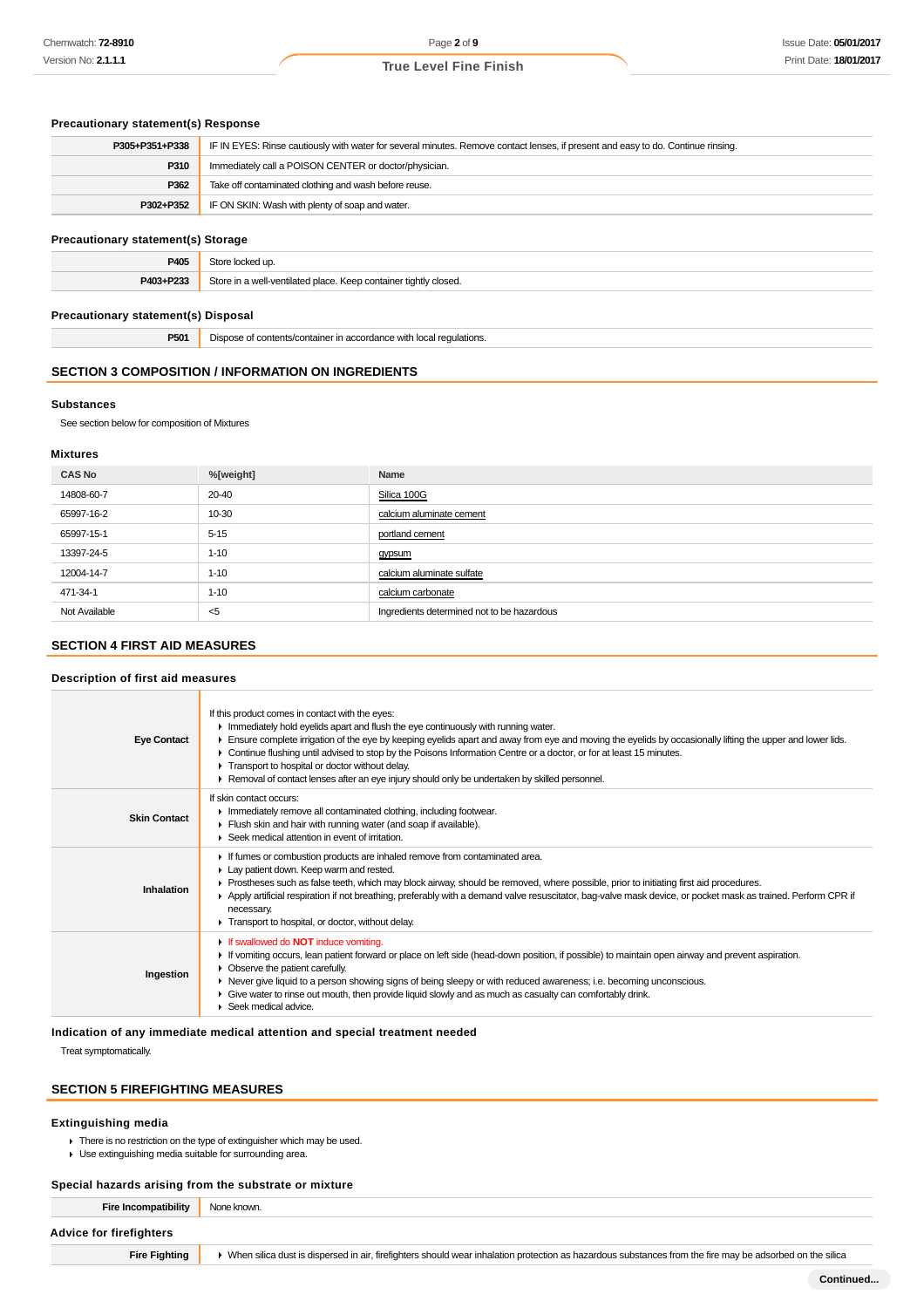### Precautionary statement(s) Response

| | |
|---|---|
| **P305+P351+P338** | IF IN EYES: Rinse cautiously with water for several minutes. Remove contact lenses, if present and easy to do. Continue rinsing. |
| **P310** | Immediately call a POISON CENTER or doctor/physician. |
| **P362** | Take off contaminated clothing and wash before reuse. |
| **P302+P352** | IF ON SKIN: Wash with plenty of soap and water. |

### Precautionary statement(s) Storage

| | |
|---|---|
| **P405** | Store locked up. |
| **P403+P233** | Store in a well-ventilated place. Keep container tightly closed. |

### Precautionary statement(s) Disposal

| | |
|---|---|
| **P501** | Dispose of contents/container in accordance with local regulations. |

## SECTION 3 COMPOSITION / INFORMATION ON INGREDIENTS

### Substances

See section below for composition of Mixtures

### Mixtures

| CAS No | %[weight] | Name |
|---|---|---|
| 14808-60-7 | 20-40 | Silica 100G |
| 65997-16-2 | 10-30 | calcium aluminate cement |
| 65997-15-1 | 5-15 | portland cement |
| 13397-24-5 | 1-10 | gypsum |
| 12004-14-7 | 1-10 | calcium aluminate sulfate |
| 471-34-1 | 1-10 | calcium carbonate |
| Not Available | <5 | Ingredients determined not to be hazardous |

## SECTION 4 FIRST AID MEASURES

### Description of first aid measures

| | |
|---|---|
| **Eye Contact** | If this product comes in contact with the eyes:<br>▸ Immediately hold eyelids apart and flush the eye continuously with running water.<br>▸ Ensure complete irrigation of the eye by keeping eyelids apart and away from eye and moving the eyelids by occasionally lifting the upper and lower lids.<br>▸ Continue flushing until advised to stop by the Poisons Information Centre or a doctor, or for at least 15 minutes.<br>▸ Transport to hospital or doctor without delay.<br>▸ Removal of contact lenses after an eye injury should only be undertaken by skilled personnel. |
| **Skin Contact** | If skin contact occurs:<br>▸ Immediately remove all contaminated clothing, including footwear.<br>▸ Flush skin and hair with running water (and soap if available).<br>▸ Seek medical attention in event of irritation. |
| **Inhalation** | ▸ If fumes or combustion products are inhaled remove from contaminated area.<br>▸ Lay patient down. Keep warm and rested.<br>▸ Prostheses such as false teeth, which may block airway, should be removed, where possible, prior to initiating first aid procedures.<br>▸ Apply artificial respiration if not breathing, preferably with a demand valve resuscitator, bag-valve mask device, or pocket mask as trained. Perform CPR if necessary.<br>▸ Transport to hospital, or doctor, without delay. |
| **Ingestion** | ▸ If swallowed do **NOT** induce vomiting.<br>▸ If vomiting occurs, lean patient forward or place on left side (head-down position, if possible) to maintain open airway and prevent aspiration.<br>▸ Observe the patient carefully.<br>▸ Never give liquid to a person showing signs of being sleepy or with reduced awareness; i.e. becoming unconscious.<br>▸ Give water to rinse out mouth, then provide liquid slowly and as much as casualty can comfortably drink.<br>▸ Seek medical advice. |

### Indication of any immediate medical attention and special treatment needed

Treat symptomatically.

## SECTION 5 FIREFIGHTING MEASURES

### Extinguishing media

- There is no restriction on the type of extinguisher which may be used.
- Use extinguishing media suitable for surrounding area.

### Special hazards arising from the substrate or mixture

| | |
|---|---|
| **Fire Incompatibility** | None known. |

### Advice for firefighters

| | |
|---|---|
| **Fire Fighting** | ▸ When silica dust is dispersed in air, firefighters should wear inhalation protection as hazardous substances from the fire may be adsorbed on the silica |

Continued...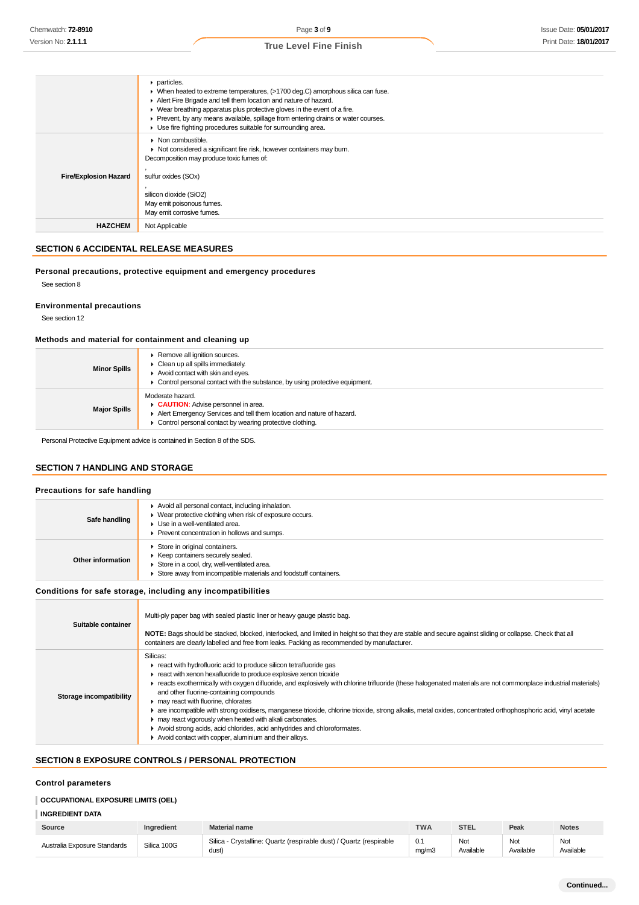| | |
|---|---|
| | ▸ particles.<br>▸ When heated to extreme temperatures, (>1700 deg.C) amorphous silica can fuse.<br>▸ Alert Fire Brigade and tell them location and nature of hazard.<br>▸ Wear breathing apparatus plus protective gloves in the event of a fire.<br>▸ Prevent, by any means available, spillage from entering drains or water courses.<br>▸ Use fire fighting procedures suitable for surrounding area. |
| **Fire/Explosion Hazard** | ▸ Non combustible.<br>▸ Not considered a significant fire risk, however containers may burn.<br>Decomposition may produce toxic fumes of:<br>,<br>sulfur oxides (SOx)<br>,<br>silicon dioxide ($SiO_2$)<br>May emit poisonous fumes.<br>May emit corrosive fumes. |
| **HAZCHEM** | Not Applicable |

## SECTION 6 ACCIDENTAL RELEASE MEASURES

### Personal precautions, protective equipment and emergency procedures

See section 8

### Environmental precautions

See section 12

### Methods and material for containment and cleaning up

| | |
|---|---|
| **Minor Spills** | ▸ Remove all ignition sources.<br>▸ Clean up all spills immediately.<br>▸ Avoid contact with skin and eyes.<br>▸ Control personal contact with the substance, by using protective equipment. |
| **Major Spills** | Moderate hazard.<br>▸ **CAUTION**: Advise personnel in area.<br>▸ Alert Emergency Services and tell them location and nature of hazard.<br>▸ Control personal contact by wearing protective clothing. |

Personal Protective Equipment advice is contained in Section 8 of the SDS.

## SECTION 7 HANDLING AND STORAGE

### Precautions for safe handling

| | |
|---|---|
| **Safe handling** | ▸ Avoid all personal contact, including inhalation.<br>▸ Wear protective clothing when risk of exposure occurs.<br>▸ Use in a well-ventilated area.<br>▸ Prevent concentration in hollows and sumps. |
| **Other information** | ▸ Store in original containers.<br>▸ Keep containers securely sealed.<br>▸ Store in a cool, dry, well-ventilated area.<br>▸ Store away from incompatible materials and foodstuff containers. |

### Conditions for safe storage, including any incompatibilities

| | |
|---|---|
| **Suitable container** | Multi-ply paper bag with sealed plastic liner or heavy gauge plastic bag.<br><br>**NOTE:** Bags should be stacked, blocked, interlocked, and limited in height so that they are stable and secure against sliding or collapse. Check that all containers are clearly labelled and free from leaks. Packing as recommended by manufacturer. |
| **Storage incompatibility** | Silicas:<br>▸ react with hydrofluoric acid to produce silicon tetrafluoride gas<br>▸ react with xenon hexafluoride to produce explosive xenon trioxide<br>▸ reacts exothermically with oxygen difluoride, and explosively with chlorine trifluoride (these halogenated materials are not commonplace industrial materials) and other fluorine-containing compounds<br>▸ may react with fluorine, chlorates<br>▸ are incompatible with strong oxidisers, manganese trioxide, chlorine trioxide, strong alkalis, metal oxides, concentrated orthophosphoric acid, vinyl acetate<br>▸ may react vigorously when heated with alkali carbonates.<br>▸ Avoid strong acids, acid chlorides, acid anhydrides and chloroformates.<br>▸ Avoid contact with copper, aluminium and their alloys. |

## SECTION 8 EXPOSURE CONTROLS / PERSONAL PROTECTION

### Control parameters

**OCCUPATIONAL EXPOSURE LIMITS (OEL)**

**INGREDIENT DATA**

| Source | Ingredient | Material name | TWA | STEL | Peak | Notes |
|---|---|---|---|---|---|---|
| Australia Exposure Standards | Silica 100G | Silica - Crystalline: Quartz (respirable dust) / Quartz (respirable dust) | 0.1 mg/m3 | Not Available | Not Available | Not Available |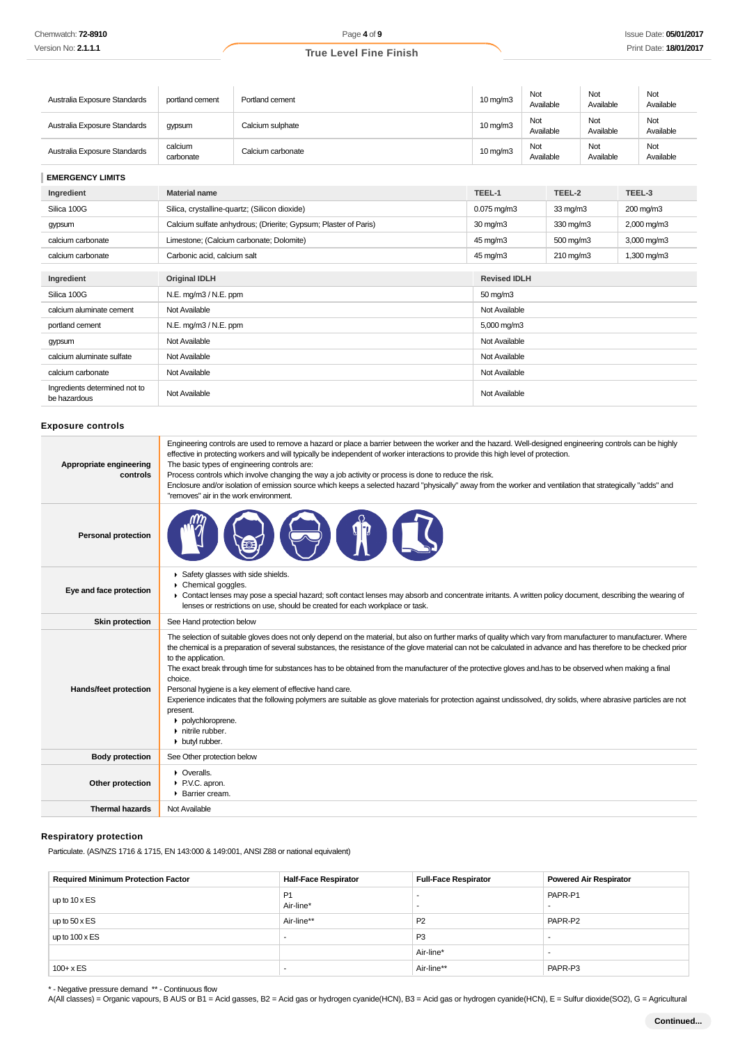| Australia Exposure Standards | portland cement | Portland cement | 10 mg/m3 | Not Available | Not Available | Not Available |
|---|---|---|---|---|---|---|
| Australia Exposure Standards | gypsum | Calcium sulphate | 10 mg/m3 | Not Available | Not Available | Not Available |
| Australia Exposure Standards | calcium carbonate | Calcium carbonate | 10 mg/m3 | Not Available | Not Available | Not Available |

### EMERGENCY LIMITS

| Ingredient | Material name | TEEL-1 | TEEL-2 | TEEL-3 |
|---|---|---|---|---|
| Silica 100G | Silica, crystalline-quartz; (Silicon dioxide) | 0.075 mg/m3 | 33 mg/m3 | 200 mg/m3 |
| gypsum | Calcium sulfate anhydrous; (Drierite; Gypsum; Plaster of Paris) | 30 mg/m3 | 330 mg/m3 | 2,000 mg/m3 |
| calcium carbonate | Limestone; (Calcium carbonate; Dolomite) | 45 mg/m3 | 500 mg/m3 | 3,000 mg/m3 |
| calcium carbonate | Carbonic acid, calcium salt | 45 mg/m3 | 210 mg/m3 | 1,300 mg/m3 |

| Ingredient | Original IDLH | Revised IDLH |
|---|---|---|
| Silica 100G | N.E. mg/m3 / N.E. ppm | 50 mg/m3 |
| calcium aluminate cement | Not Available | Not Available |
| portland cement | N.E. mg/m3 / N.E. ppm | 5,000 mg/m3 |
| gypsum | Not Available | Not Available |
| calcium aluminate sulfate | Not Available | Not Available |
| calcium carbonate | Not Available | Not Available |
| Ingredients determined not to be hazardous | Not Available | Not Available |

## Exposure controls

| | |
|---|---|
| **Appropriate engineering controls** | Engineering controls are used to remove a hazard or place a barrier between the worker and the hazard. Well-designed engineering controls can be highly effective in protecting workers and will typically be independent of worker interactions to provide this high level of protection.<br>The basic types of engineering controls are:<br>Process controls which involve changing the way a job activity or process is done to reduce the risk.<br>Enclosure and/or isolation of emission source which keeps a selected hazard "physically" away from the worker and ventilation that strategically "adds" and "removes" air in the work environment. |
| **Personal protection** | |
| **Eye and face protection** | ▸ Safety glasses with side shields.<br>▸ Chemical goggles.<br>▸ Contact lenses may pose a special hazard; soft contact lenses may absorb and concentrate irritants. A written policy document, describing the wearing of lenses or restrictions on use, should be created for each workplace or task. |
| **Skin protection** | See Hand protection below |
| **Hands/feet protection** | The selection of suitable gloves does not only depend on the material, but also on further marks of quality which vary from manufacturer to manufacturer. Where the chemical is a preparation of several substances, the resistance of the glove material can not be calculated in advance and has therefore to be checked prior to the application.<br>The exact break through time for substances has to be obtained from the manufacturer of the protective gloves and.has to be observed when making a final choice.<br>Personal hygiene is a key element of effective hand care.<br>Experience indicates that the following polymers are suitable as glove materials for protection against undissolved, dry solids, where abrasive particles are not present.<br>▸ polychloroprene.<br>▸ nitrile rubber.<br>▸ butyl rubber. |
| **Body protection** | See Other protection below |
| **Other protection** | ▸ Overalls.<br>▸ P.V.C. apron.<br>▸ Barrier cream. |
| **Thermal hazards** | Not Available |

## Respiratory protection

Particulate. (AS/NZS 1716 & 1715, EN 143:000 & 149:001, ANSI Z88 or national equivalent)

| Required Minimum Protection Factor | Half-Face Respirator | Full-Face Respirator | Powered Air Respirator |
|---|---|---|---|
| up to 10 x ES | P1<br>Air-line* | -<br>- | PAPR-P1<br>- |
| up to 50 x ES | Air-line** | P2 | PAPR-P2 |
| up to 100 x ES | - | P3 | - |
| | | Air-line* | - |
| 100+ x ES | - | Air-line** | PAPR-P3 |

* - Negative pressure demand ** - Continuous flow

A(All classes) = Organic vapours, B AUS or B1 = Acid gasses, B2 = Acid gas or hydrogen cyanide(HCN), B3 = Acid gas or hydrogen cyanide(HCN), E = Sulfur dioxide($SO_2$), G = Agricultural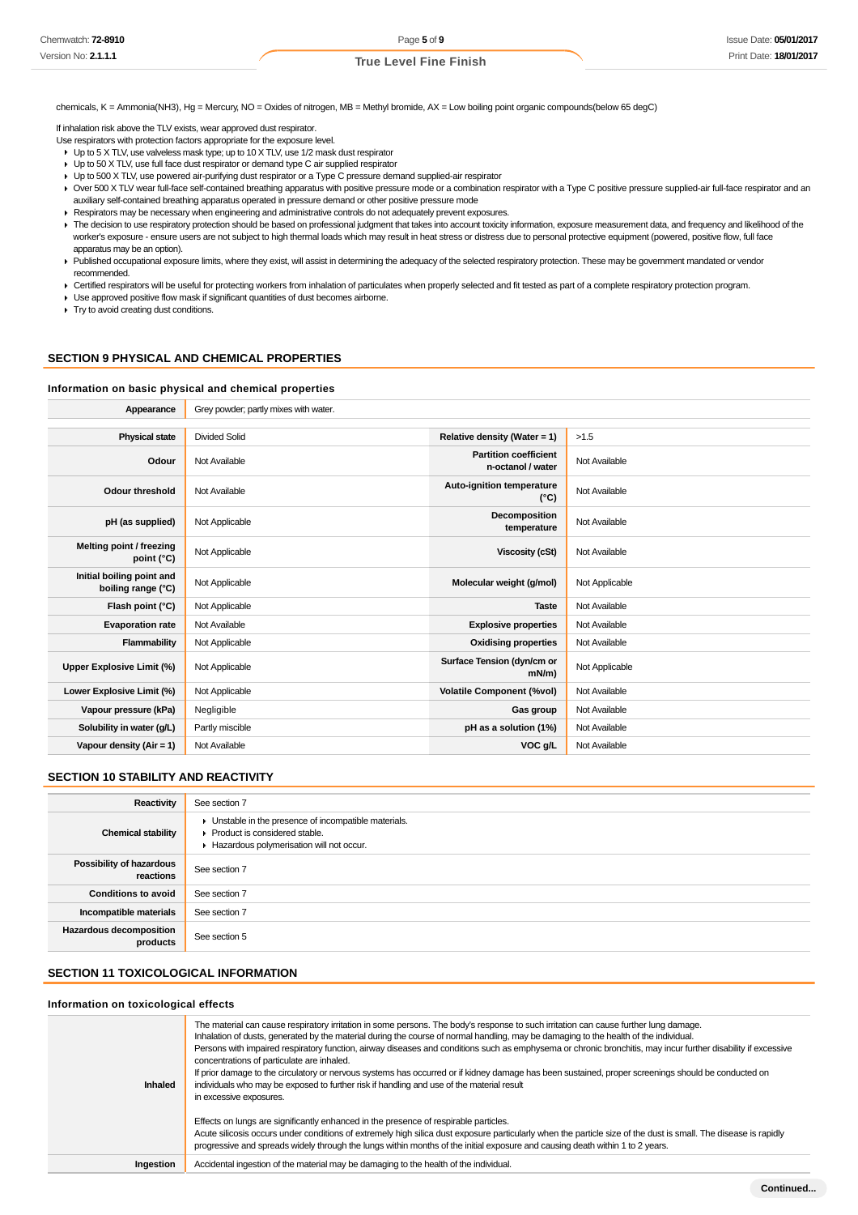chemicals, K = Ammonia(NH3), Hg = Mercury, NO = Oxides of nitrogen, MB = Methyl bromide, AX = Low boiling point organic compounds(below 65 degC)

If inhalation risk above the TLV exists, wear approved dust respirator.
Use respirators with protection factors appropriate for the exposure level.

- Up to 5 X TLV, use valveless mask type; up to 10 X TLV, use 1/2 mask dust respirator
- Up to 50 X TLV, use full face dust respirator or demand type C air supplied respirator
- Up to 500 X TLV, use powered air-purifying dust respirator or a Type C pressure demand supplied-air respirator
- Over 500 X TLV wear full-face self-contained breathing apparatus with positive pressure mode or a combination respirator with a Type C positive pressure supplied-air full-face respirator and an auxiliary self-contained breathing apparatus operated in pressure demand or other positive pressure mode
- Respirators may be necessary when engineering and administrative controls do not adequately prevent exposures.
- The decision to use respiratory protection should be based on professional judgment that takes into account toxicity information, exposure measurement data, and frequency and likelihood of the worker's exposure - ensure users are not subject to high thermal loads which may result in heat stress or distress due to personal protective equipment (powered, positive flow, full face apparatus may be an option).
- Published occupational exposure limits, where they exist, will assist in determining the adequacy of the selected respiratory protection. These may be government mandated or vendor recommended.
- Certified respirators will be useful for protecting workers from inhalation of particulates when properly selected and fit tested as part of a complete respiratory protection program.
- Use approved positive flow mask if significant quantities of dust becomes airborne.
- Try to avoid creating dust conditions.

## SECTION 9 PHYSICAL AND CHEMICAL PROPERTIES

### Information on basic physical and chemical properties

| | |
|---|---|
| **Appearance** | Grey powder; partly mixes with water. |

| | | | |
|---|---|---|---|
| **Physical state** | Divided Solid | **Relative density (Water = 1)** | >1.5 |
| **Odour** | Not Available | **Partition coefficient n-octanol / water** | Not Available |
| **Odour threshold** | Not Available | **Auto-ignition temperature (°C)** | Not Available |
| **pH (as supplied)** | Not Applicable | **Decomposition temperature** | Not Available |
| **Melting point / freezing point (°C)** | Not Applicable | **Viscosity (cSt)** | Not Available |
| **Initial boiling point and boiling range (°C)** | Not Applicable | **Molecular weight (g/mol)** | Not Applicable |
| **Flash point (°C)** | Not Applicable | **Taste** | Not Available |
| **Evaporation rate** | Not Available | **Explosive properties** | Not Available |
| **Flammability** | Not Applicable | **Oxidising properties** | Not Available |
| **Upper Explosive Limit (%)** | Not Applicable | **Surface Tension (dyn/cm or mN/m)** | Not Applicable |
| **Lower Explosive Limit (%)** | Not Applicable | **Volatile Component (%vol)** | Not Available |
| **Vapour pressure (kPa)** | Negligible | **Gas group** | Not Available |
| **Solubility in water (g/L)** | Partly miscible | **pH as a solution (1%)** | Not Available |
| **Vapour density (Air = 1)** | Not Available | **VOC g/L** | Not Available |

## SECTION 10 STABILITY AND REACTIVITY

| | |
|---|---|
| **Reactivity** | See section 7 |
| **Chemical stability** | - Unstable in the presence of incompatible materials.<br>- Product is considered stable.<br>- Hazardous polymerisation will not occur. |
| **Possibility of hazardous reactions** | See section 7 |
| **Conditions to avoid** | See section 7 |
| **Incompatible materials** | See section 7 |
| **Hazardous decomposition products** | See section 5 |

## SECTION 11 TOXICOLOGICAL INFORMATION

### Information on toxicological effects

| | |
|---|---|
| **Inhaled** | The material can cause respiratory irritation in some persons. The body's response to such irritation can cause further lung damage.<br>Inhalation of dusts, generated by the material during the course of normal handling, may be damaging to the health of the individual.<br>Persons with impaired respiratory function, airway diseases and conditions such as emphysema or chronic bronchitis, may incur further disability if excessive concentrations of particulate are inhaled.<br>If prior damage to the circulatory or nervous systems has occurred or if kidney damage has been sustained, proper screenings should be conducted on individuals who may be exposed to further risk if handling and use of the material result in excessive exposures.<br><br>Effects on lungs are significantly enhanced in the presence of respirable particles.<br>Acute silicosis occurs under conditions of extremely high silica dust exposure particularly when the particle size of the dust is small. The disease is rapidly progressive and spreads widely through the lungs within months of the initial exposure and causing death within 1 to 2 years. |
| **Ingestion** | Accidental ingestion of the material may be damaging to the health of the individual. |

Continued...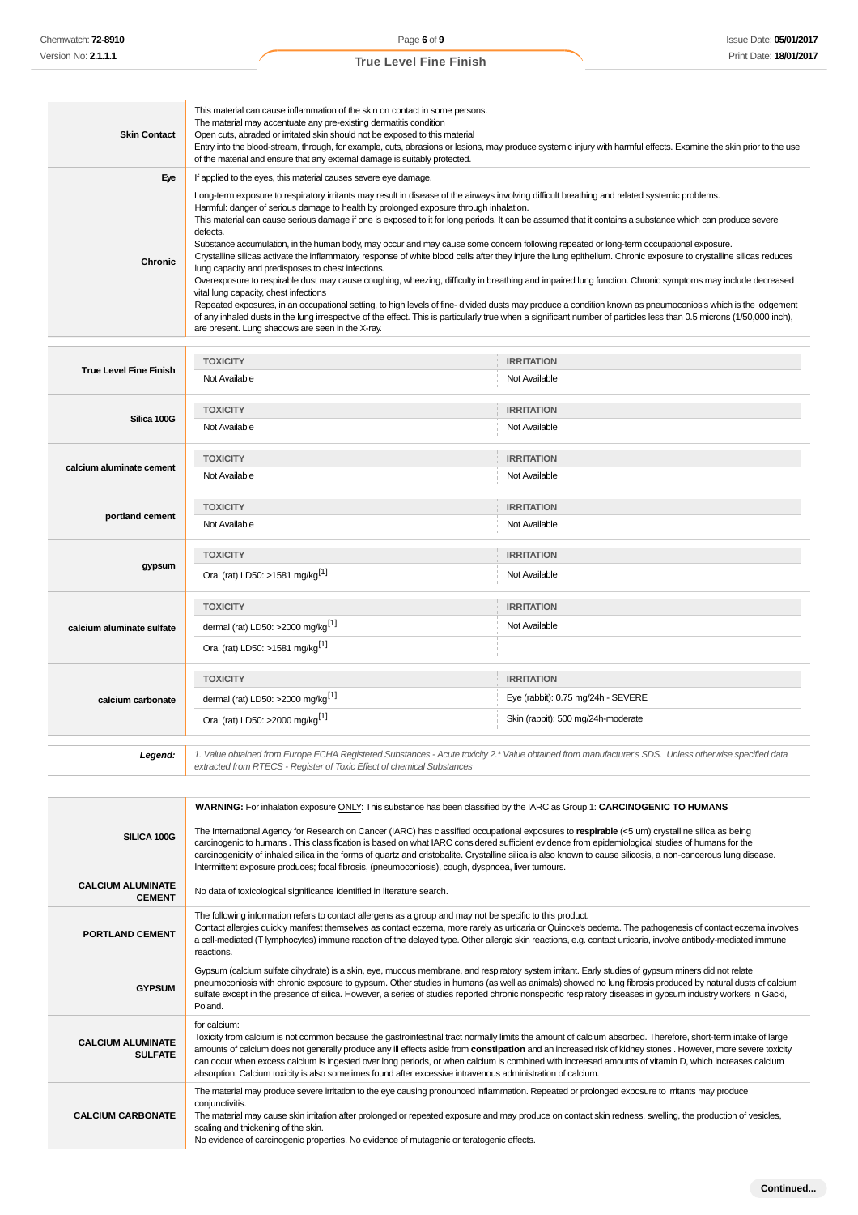| | |
|---|---|
| **Skin Contact** | This material can cause inflammation of the skin on contact in some persons.<br>The material may accentuate any pre-existing dermatitis condition<br>Open cuts, abraded or irritated skin should not be exposed to this material<br>Entry into the blood-stream, through, for example, cuts, abrasions or lesions, may produce systemic injury with harmful effects. Examine the skin prior to the use of the material and ensure that any external damage is suitably protected. |
| **Eye** | If applied to the eyes, this material causes severe eye damage. |
| **Chronic** | Long-term exposure to respiratory irritants may result in disease of the airways involving difficult breathing and related systemic problems.<br>Harmful: danger of serious damage to health by prolonged exposure through inhalation.<br>This material can cause serious damage if one is exposed to it for long periods. It can be assumed that it contains a substance which can produce severe defects.<br>Substance accumulation, in the human body, may occur and may cause some concern following repeated or long-term occupational exposure.<br>Crystalline silicas activate the inflammatory response of white blood cells after they injure the lung epithelium. Chronic exposure to crystalline silicas reduces lung capacity and predisposes to chest infections.<br>Overexposure to respirable dust may cause coughing, wheezing, difficulty in breathing and impaired lung function. Chronic symptoms may include decreased vital lung capacity, chest infections<br>Repeated exposures, in an occupational setting, to high levels of fine- divided dusts may produce a condition known as pneumoconiosis which is the lodgement of any inhaled dusts in the lung irrespective of the effect. This is particularly true when a significant number of particles less than 0.5 microns (1/50,000 inch), are present. Lung shadows are seen in the X-ray. |

| | TOXICITY | IRRITATION |
|---|---|---|
| **True Level Fine Finish** | Not Available | Not Available |
| **Silica 100G** | Not Available | Not Available |
| **calcium aluminate cement** | Not Available | Not Available |
| **portland cement** | Not Available | Not Available |
| **gypsum** | Oral (rat) LD50: >1581 mg/kg[1] | Not Available |
| **calcium aluminate sulfate** | dermal (rat) LD50: >2000 mg/kg[1] | Not Available |
| | Oral (rat) LD50: >1581 mg/kg[1] | |
| **calcium carbonate** | dermal (rat) LD50: >2000 mg/kg[1] | Eye (rabbit): 0.75 mg/24h - SEVERE |
| | Oral (rat) LD50: >2000 mg/kg[1] | Skin (rabbit): 500 mg/24h-moderate |

***Legend:*** *1. Value obtained from Europe ECHA Registered Substances - Acute toxicity 2.\* Value obtained from manufacturer's SDS. Unless otherwise specified data extracted from RTECS - Register of Toxic Effect of chemical Substances*

| | |
|---|---|
| **SILICA 100G** | **WARNING:** For inhalation exposure ONLY: This substance has been classified by the IARC as Group 1: **CARCINOGENIC TO HUMANS**<br><br>The International Agency for Research on Cancer (IARC) has classified occupational exposures to **respirable** (<5 um) crystalline silica as being carcinogenic to humans . This classification is based on what IARC considered sufficient evidence from epidemiological studies of humans for the carcinogenicity of inhaled silica in the forms of quartz and cristobalite. Crystalline silica is also known to cause silicosis, a non-cancerous lung disease.<br>Intermittent exposure produces; focal fibrosis, (pneumoconiosis), cough, dyspnoea, liver tumours. |
| **CALCIUM ALUMINATE CEMENT** | No data of toxicological significance identified in literature search. |
| **PORTLAND CEMENT** | The following information refers to contact allergens as a group and may not be specific to this product.<br>Contact allergies quickly manifest themselves as contact eczema, more rarely as urticaria or Quincke's oedema. The pathogenesis of contact eczema involves a cell-mediated (T lymphocytes) immune reaction of the delayed type. Other allergic skin reactions, e.g. contact urticaria, involve antibody-mediated immune reactions. |
| **GYPSUM** | Gypsum (calcium sulfate dihydrate) is a skin, eye, mucous membrane, and respiratory system irritant. Early studies of gypsum miners did not relate pneumoconiosis with chronic exposure to gypsum. Other studies in humans (as well as animals) showed no lung fibrosis produced by natural dusts of calcium sulfate except in the presence of silica. However, a series of studies reported chronic nonspecific respiratory diseases in gypsum industry workers in Gacki, Poland. |
| **CALCIUM ALUMINATE SULFATE** | for calcium:<br>Toxicity from calcium is not common because the gastrointestinal tract normally limits the amount of calcium absorbed. Therefore, short-term intake of large amounts of calcium does not generally produce any ill effects aside from **constipation** and an increased risk of kidney stones . However, more severe toxicity can occur when excess calcium is ingested over long periods, or when calcium is combined with increased amounts of vitamin D, which increases calcium absorption. Calcium toxicity is also sometimes found after excessive intravenous administration of calcium. |
| **CALCIUM CARBONATE** | The material may produce severe irritation to the eye causing pronounced inflammation. Repeated or prolonged exposure to irritants may produce conjunctivitis.<br>The material may cause skin irritation after prolonged or repeated exposure and may produce on contact skin redness, swelling, the production of vesicles, scaling and thickening of the skin.<br>No evidence of carcinogenic properties. No evidence of mutagenic or teratogenic effects. |

**Continued...**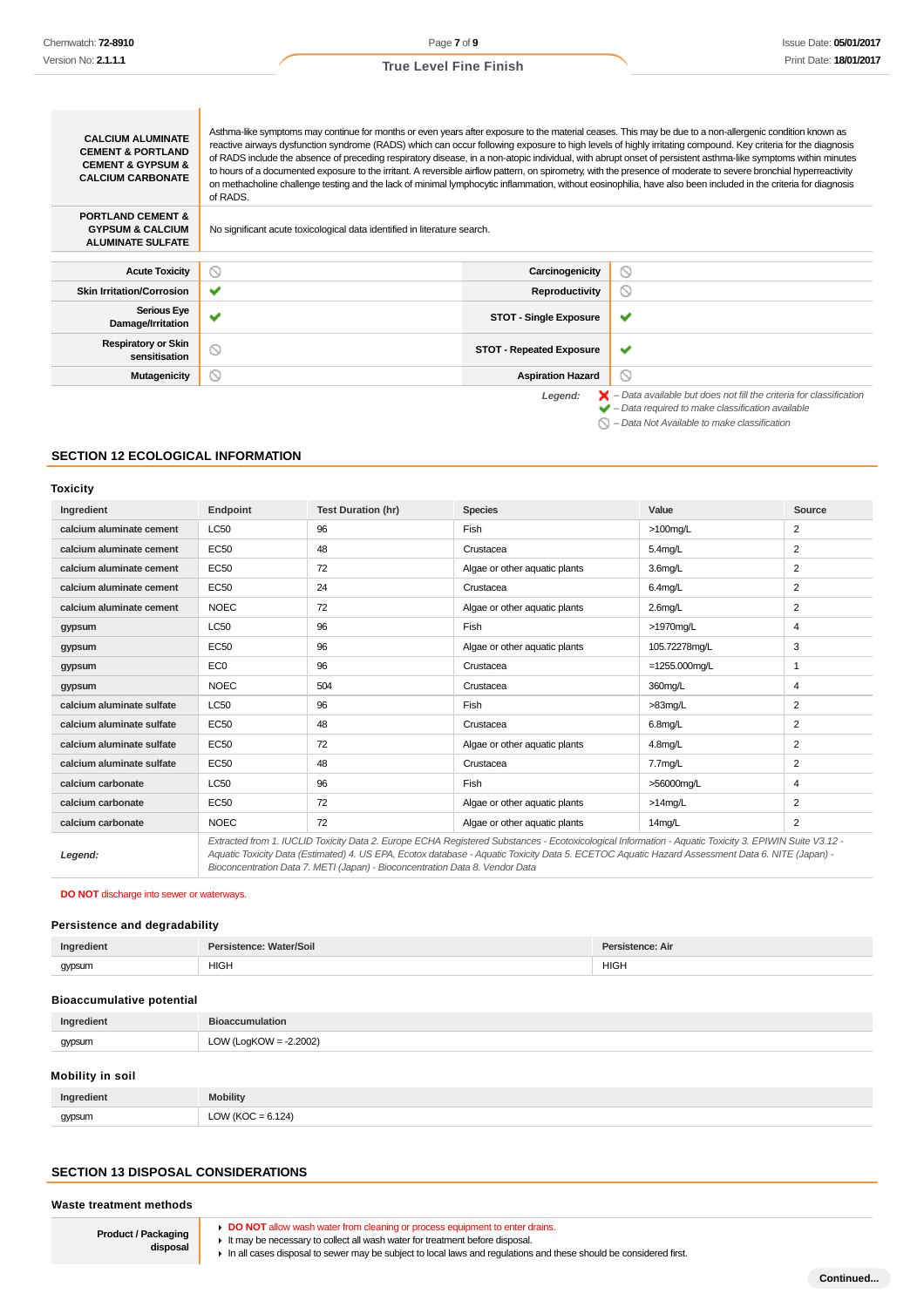| | |
|---|---|
| **CALCIUM ALUMINATE CEMENT & PORTLAND CEMENT & GYPSUM & CALCIUM CARBONATE** | Asthma-like symptoms may continue for months or even years after exposure to the material ceases. This may be due to a non-allergenic condition known as reactive airways dysfunction syndrome (RADS) which can occur following exposure to high levels of highly irritating compound. Key criteria for the diagnosis of RADS include the absence of preceding respiratory disease, in a non-atopic individual, with abrupt onset of persistent asthma-like symptoms within minutes to hours of a documented exposure to the irritant. A reversible airflow pattern, on spirometry, with the presence of moderate to severe bronchial hyperreactivity on methacholine challenge testing and the lack of minimal lymphocytic inflammation, without eosinophilia, have also been included in the criteria for diagnosis of RADS. |
| **PORTLAND CEMENT & GYPSUM & CALCIUM ALUMINATE SULFATE** | No significant acute toxicological data identified in literature search. |

| | | | |
|---|---|---|---|
| **Acute Toxicity** | ⦸ | **Carcinogenicity** | ⦸ |
| **Skin Irritation/Corrosion** | ✔ | **Reproductivity** | ⦸ |
| **Serious Eye Damage/Irritation** | ✔ | **STOT - Single Exposure** | ✔ |
| **Respiratory or Skin sensitisation** | ⦸ | **STOT - Repeated Exposure** | ✔ |
| **Mutagenicity** | ⦸ | **Aspiration Hazard** | ⦸ |

*Legend:*
✘ *– Data available but does not fill the criteria for classification*
✔ *– Data required to make classification available*
⦸ *– Data Not Available to make classification*

## SECTION 12 ECOLOGICAL INFORMATION

### Toxicity

| Ingredient | Endpoint | Test Duration (hr) | Species | Value | Source |
|---|---|---|---|---|---|
| **calcium aluminate cement** | LC50 | 96 | Fish | >100mg/L | 2 |
| **calcium aluminate cement** | EC50 | 48 | Crustacea | 5.4mg/L | 2 |
| **calcium aluminate cement** | EC50 | 72 | Algae or other aquatic plants | 3.6mg/L | 2 |
| **calcium aluminate cement** | EC50 | 24 | Crustacea | 6.4mg/L | 2 |
| **calcium aluminate cement** | NOEC | 72 | Algae or other aquatic plants | 2.6mg/L | 2 |
| **gypsum** | LC50 | 96 | Fish | >1970mg/L | 4 |
| **gypsum** | EC50 | 96 | Algae or other aquatic plants | 105.72278mg/L | 3 |
| **gypsum** | EC0 | 96 | Crustacea | =1255.000mg/L | 1 |
| **gypsum** | NOEC | 504 | Crustacea | 360mg/L | 4 |
| **calcium aluminate sulfate** | LC50 | 96 | Fish | >83mg/L | 2 |
| **calcium aluminate sulfate** | EC50 | 48 | Crustacea | 6.8mg/L | 2 |
| **calcium aluminate sulfate** | EC50 | 72 | Algae or other aquatic plants | 4.8mg/L | 2 |
| **calcium aluminate sulfate** | EC50 | 48 | Crustacea | 7.7mg/L | 2 |
| **calcium carbonate** | LC50 | 96 | Fish | >56000mg/L | 4 |
| **calcium carbonate** | EC50 | 72 | Algae or other aquatic plants | >14mg/L | 2 |
| **calcium carbonate** | NOEC | 72 | Algae or other aquatic plants | 14mg/L | 2 |
| ***Legend:*** | *Extracted from 1. IUCLID Toxicity Data 2. Europe ECHA Registered Substances - Ecotoxicological Information - Aquatic Toxicity 3. EPIWIN Suite V3.12 - Aquatic Toxicity Data (Estimated) 4. US EPA, Ecotox database - Aquatic Toxicity Data 5. ECETOC Aquatic Hazard Assessment Data 6. NITE (Japan) - Bioconcentration Data 7. METI (Japan) - Bioconcentration Data 8. Vendor Data* | | | | |

**DO NOT** discharge into sewer or waterways.

### Persistence and degradability

| Ingredient | Persistence: Water/Soil | Persistence: Air |
|---|---|---|
| gypsum | HIGH | HIGH |

### Bioaccumulative potential

| Ingredient | Bioaccumulation |
|---|---|
| gypsum | LOW (LogKOW = -2.2002) |

### Mobility in soil

| Ingredient | Mobility |
|---|---|
| gypsum | LOW (KOC = 6.124) |

## SECTION 13 DISPOSAL CONSIDERATIONS

### Waste treatment methods

| | |
|---|---|
| **Product / Packaging disposal** | ▸ **DO NOT** allow wash water from cleaning or process equipment to enter drains.<br>▸ It may be necessary to collect all wash water for treatment before disposal.<br>▸ In all cases disposal to sewer may be subject to local laws and regulations and these should be considered first. |

**Continued...**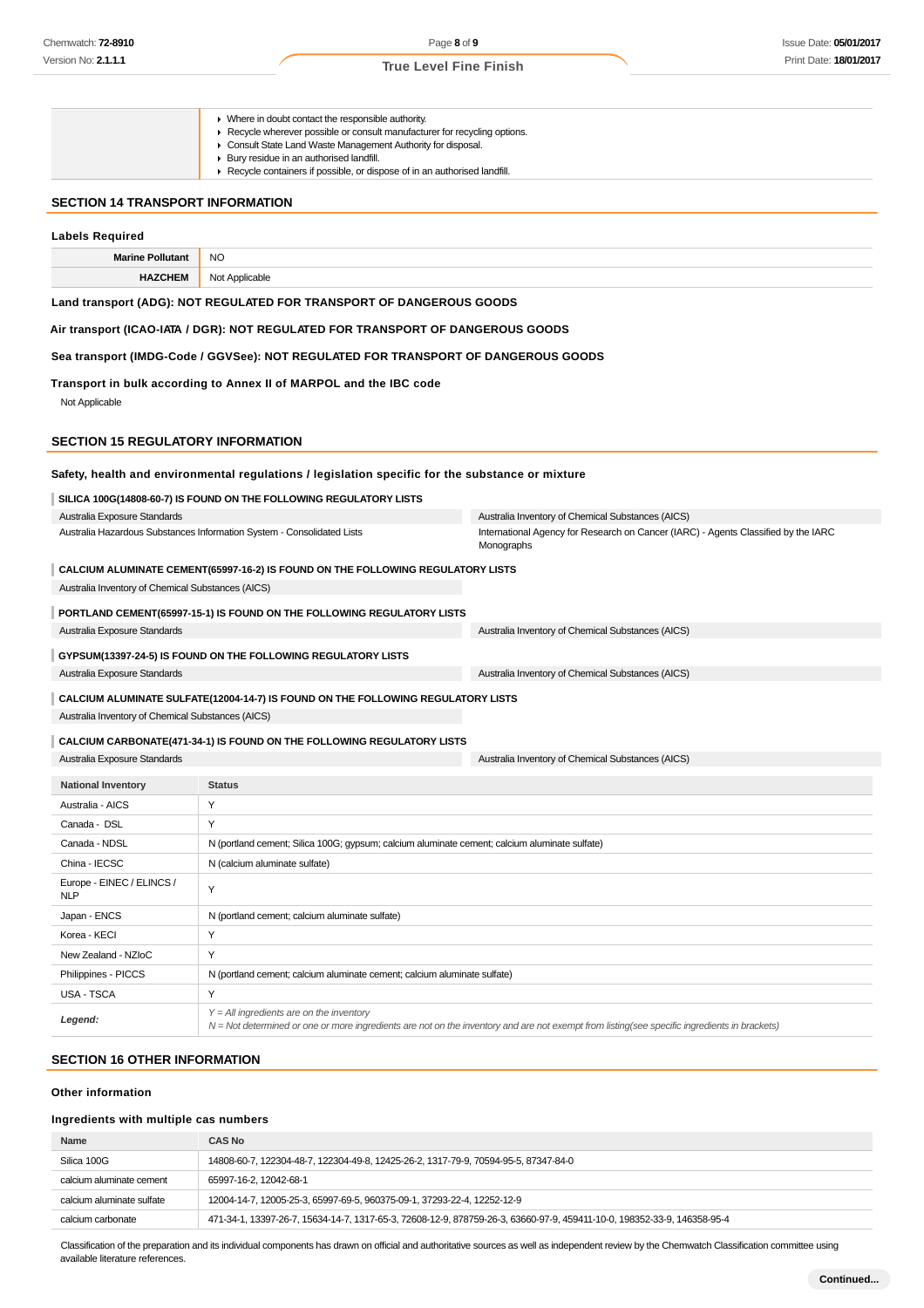| | |
|---|---|
| | - Where in doubt contact the responsible authority.<br>- Recycle wherever possible or consult manufacturer for recycling options.<br>- Consult State Land Waste Management Authority for disposal.<br>- Bury residue in an authorised landfill.<br>- Recycle containers if possible, or dispose of in an authorised landfill. |

## SECTION 14 TRANSPORT INFORMATION

### Labels Required

| | |
|---|---|
| **Marine Pollutant** | NO |
| **HAZCHEM** | Not Applicable |

**Land transport (ADG): NOT REGULATED FOR TRANSPORT OF DANGEROUS GOODS**

**Air transport (ICAO-IATA / DGR): NOT REGULATED FOR TRANSPORT OF DANGEROUS GOODS**

**Sea transport (IMDG-Code / GGVSee): NOT REGULATED FOR TRANSPORT OF DANGEROUS GOODS**

**Transport in bulk according to Annex II of MARPOL and the IBC code**

Not Applicable

## SECTION 15 REGULATORY INFORMATION

### Safety, health and environmental regulations / legislation specific for the substance or mixture

**SILICA 100G(14808-60-7) IS FOUND ON THE FOLLOWING REGULATORY LISTS**

| | |
|---|---|
| Australia Exposure Standards | Australia Inventory of Chemical Substances (AICS) |
| Australia Hazardous Substances Information System - Consolidated Lists | International Agency for Research on Cancer (IARC) - Agents Classified by the IARC Monographs |

**CALCIUM ALUMINATE CEMENT(65997-16-2) IS FOUND ON THE FOLLOWING REGULATORY LISTS**

Australia Inventory of Chemical Substances (AICS)

**PORTLAND CEMENT(65997-15-1) IS FOUND ON THE FOLLOWING REGULATORY LISTS**

| | |
|---|---|
| Australia Exposure Standards | Australia Inventory of Chemical Substances (AICS) |

**GYPSUM(13397-24-5) IS FOUND ON THE FOLLOWING REGULATORY LISTS**

| | |
|---|---|
| Australia Exposure Standards | Australia Inventory of Chemical Substances (AICS) |

**CALCIUM ALUMINATE SULFATE(12004-14-7) IS FOUND ON THE FOLLOWING REGULATORY LISTS**

Australia Inventory of Chemical Substances (AICS)

**CALCIUM CARBONATE(471-34-1) IS FOUND ON THE FOLLOWING REGULATORY LISTS**

| | |
|---|---|
| Australia Exposure Standards | Australia Inventory of Chemical Substances (AICS) |

| National Inventory | Status |
|---|---|
| Australia - AICS | Y |
| Canada - DSL | Y |
| Canada - NDSL | N (portland cement; Silica 100G; gypsum; calcium aluminate cement; calcium aluminate sulfate) |
| China - IECSC | N (calcium aluminate sulfate) |
| Europe - EINEC / ELINCS / NLP | Y |
| Japan - ENCS | N (portland cement; calcium aluminate sulfate) |
| Korea - KECI | Y |
| New Zealand - NZIoC | Y |
| Philippines - PICCS | N (portland cement; calcium aluminate cement; calcium aluminate sulfate) |
| USA - TSCA | Y |
| ***Legend:*** | *Y = All ingredients are on the inventory*<br>*N = Not determined or one or more ingredients are not on the inventory and are not exempt from listing(see specific ingredients in brackets)* |

## SECTION 16 OTHER INFORMATION

### Other information

### Ingredients with multiple cas numbers

| Name | CAS No |
|---|---|
| Silica 100G | 14808-60-7, 122304-48-7, 122304-49-8, 12425-26-2, 1317-79-9, 70594-95-5, 87347-84-0 |
| calcium aluminate cement | 65997-16-2, 12042-68-1 |
| calcium aluminate sulfate | 12004-14-7, 12005-25-3, 65997-69-5, 960375-09-1, 37293-22-4, 12252-12-9 |
| calcium carbonate | 471-34-1, 13397-26-7, 15634-14-7, 1317-65-3, 72608-12-9, 878759-26-3, 63660-97-9, 459411-10-0, 198352-33-9, 146358-95-4 |

Classification of the preparation and its individual components has drawn on official and authoritative sources as well as independent review by the Chemwatch Classification committee using available literature references.

**Continued...**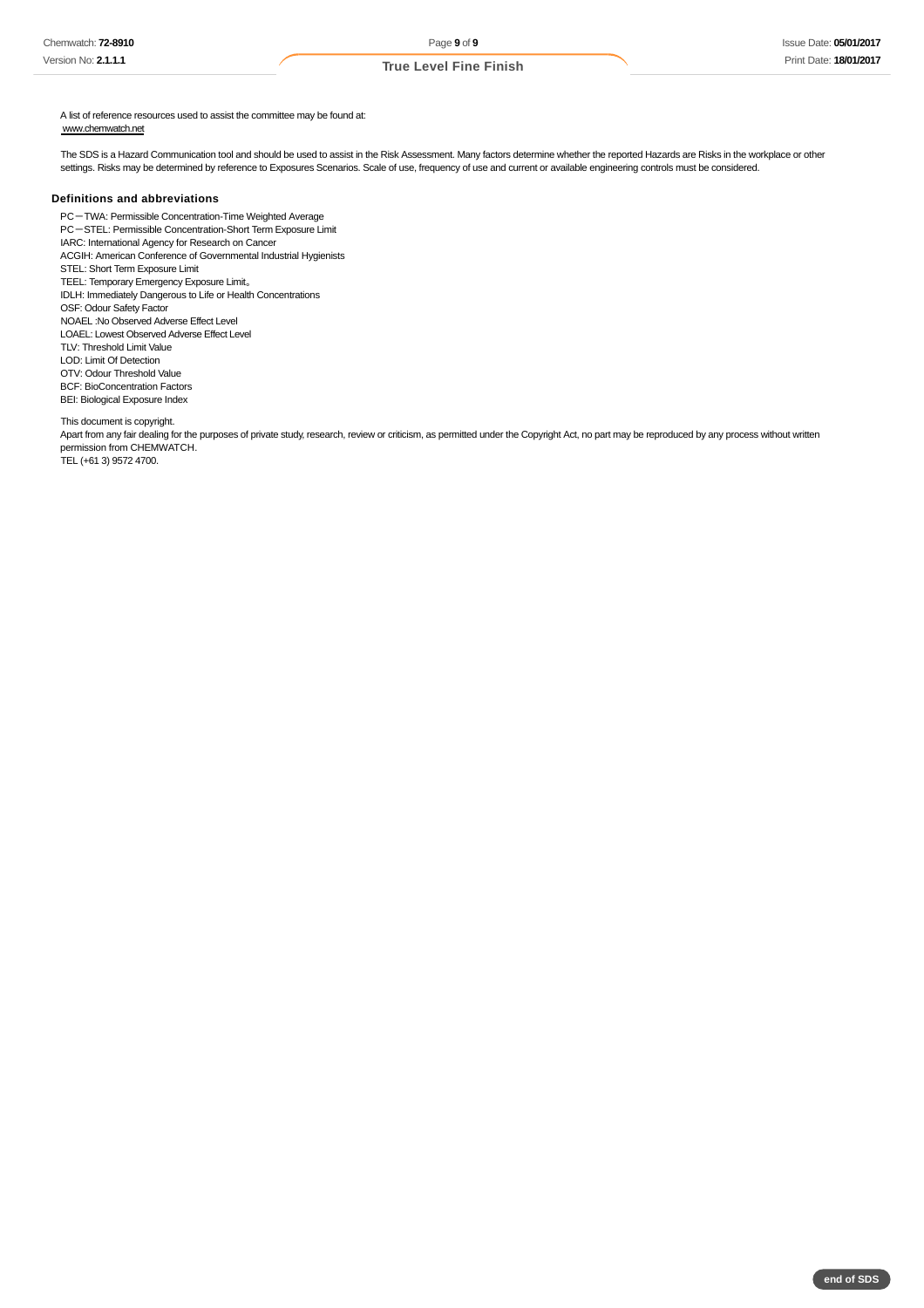A list of reference resources used to assist the committee may be found at:
www.chemwatch.net

The SDS is a Hazard Communication tool and should be used to assist in the Risk Assessment. Many factors determine whether the reported Hazards are Risks in the workplace or other settings. Risks may be determined by reference to Exposures Scenarios. Scale of use, frequency of use and current or available engineering controls must be considered.

### Definitions and abbreviations

PC－TWA: Permissible Concentration-Time Weighted Average
PC－STEL: Permissible Concentration-Short Term Exposure Limit
IARC: International Agency for Research on Cancer
ACGIH: American Conference of Governmental Industrial Hygienists
STEL: Short Term Exposure Limit
TEEL: Temporary Emergency Exposure Limit。
IDLH: Immediately Dangerous to Life or Health Concentrations
OSF: Odour Safety Factor
NOAEL :No Observed Adverse Effect Level
LOAEL: Lowest Observed Adverse Effect Level
TLV: Threshold Limit Value
LOD: Limit Of Detection
OTV: Odour Threshold Value
BCF: BioConcentration Factors
BEI: Biological Exposure Index

This document is copyright.
Apart from any fair dealing for the purposes of private study, research, review or criticism, as permitted under the Copyright Act, no part may be reproduced by any process without written permission from CHEMWATCH.
TEL (+61 3) 9572 4700.

**end of SDS**